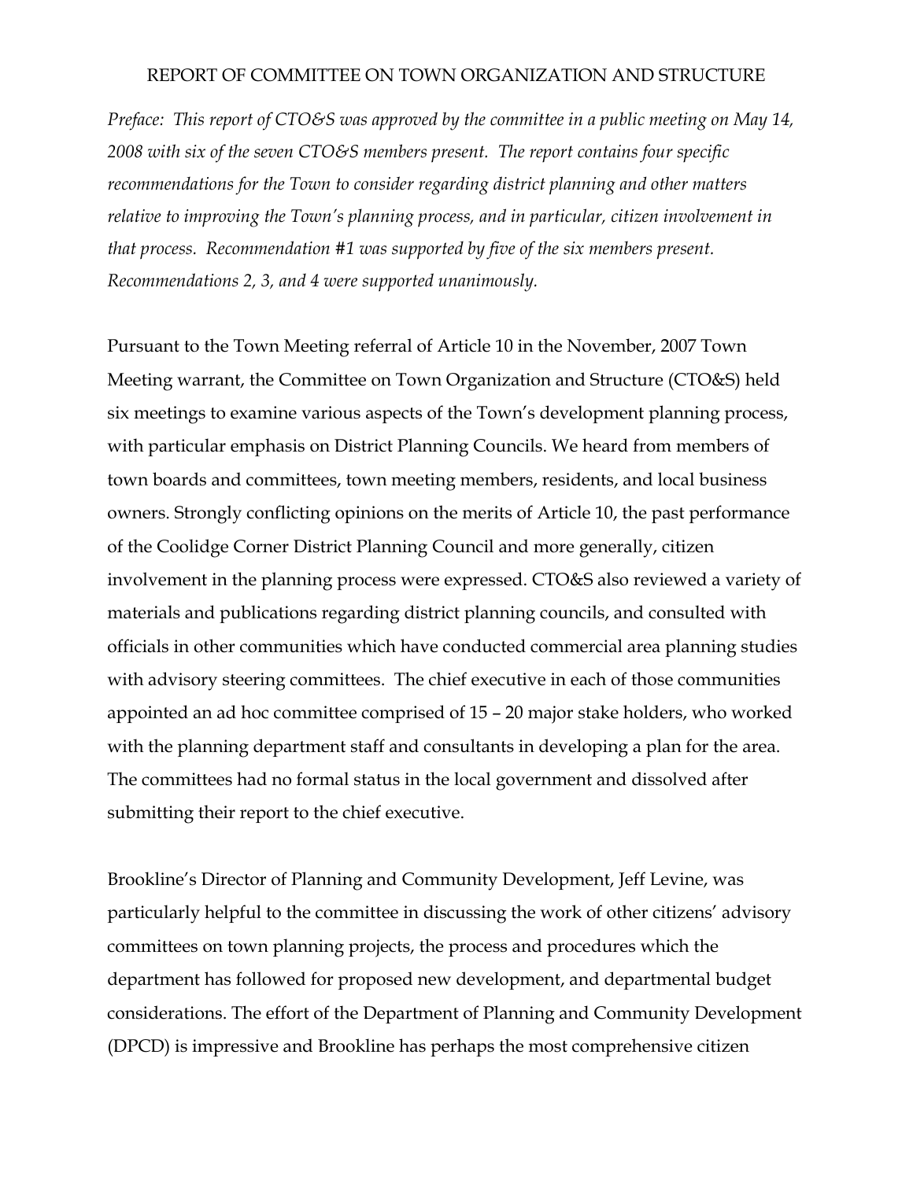# REPORT OF COMMITTEE ON TOWN ORGANIZATION AND STRUCTURE

*Preface: This report of CTO&S was approved by the committee in a public meeting on May 14, 2008 with six of the seven CTO&S members present. The report contains four specific recommendations for the Town to consider regarding district planning and other matters relative to improving the Town's planning process, and in particular, citizen involvement in that process. Recommendation #1 was supported by five of the six members present. Recommendations 2, 3, and 4 were supported unanimously.*

Pursuant to the Town Meeting referral of Article 10 in the November, 2007 Town Meeting warrant, the Committee on Town Organization and Structure (CTO&S) held six meetings to examine various aspects of the Town's development planning process, with particular emphasis on District Planning Councils. We heard from members of town boards and committees, town meeting members, residents, and local business owners. Strongly conflicting opinions on the merits of Article 10, the past performance of the Coolidge Corner District Planning Council and more generally, citizen involvement in the planning process were expressed. CTO&S also reviewed a variety of materials and publications regarding district planning councils, and consulted with officials in other communities which have conducted commercial area planning studies with advisory steering committees. The chief executive in each of those communities appointed an ad hoc committee comprised of 15 – 20 major stake holders, who worked with the planning department staff and consultants in developing a plan for the area. The committees had no formal status in the local government and dissolved after submitting their report to the chief executive.

Brookline's Director of Planning and Community Development, Jeff Levine, was particularly helpful to the committee in discussing the work of other citizens' advisory committees on town planning projects, the process and procedures which the department has followed for proposed new development, and departmental budget considerations. The effort of the Department of Planning and Community Development (DPCD) is impressive and Brookline has perhaps the most comprehensive citizen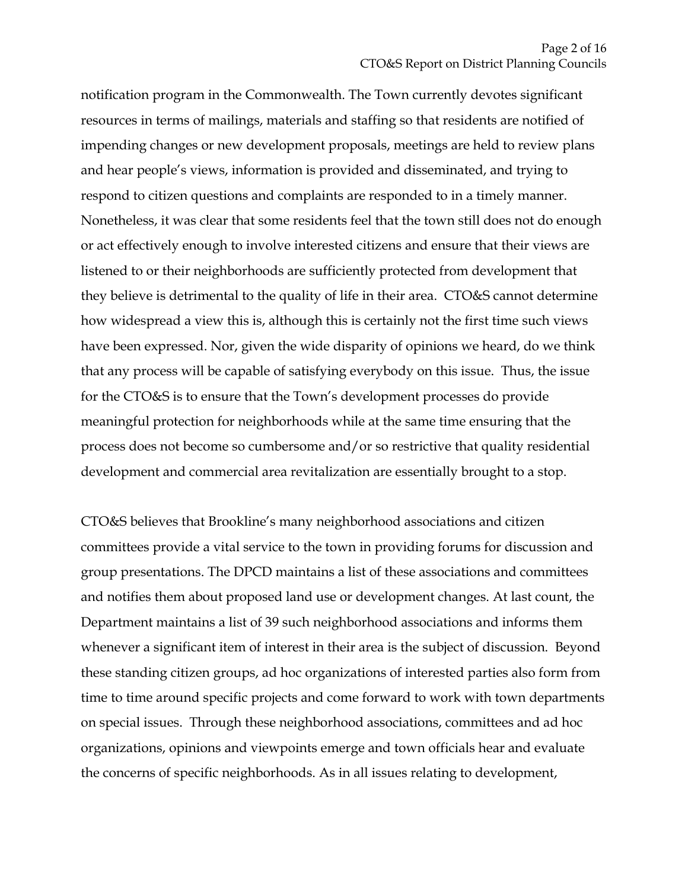notification program in the Commonwealth. The Town currently devotes significant resources in terms of mailings, materials and staffing so that residents are notified of impending changes or new development proposals, meetings are held to review plans and hear people's views, information is provided and disseminated, and trying to respond to citizen questions and complaints are responded to in a timely manner. Nonetheless, it was clear that some residents feel that the town still does not do enough or act effectively enough to involve interested citizens and ensure that their views are listened to or their neighborhoods are sufficiently protected from development that they believe is detrimental to the quality of life in their area. CTO&S cannot determine how widespread a view this is, although this is certainly not the first time such views have been expressed. Nor, given the wide disparity of opinions we heard, do we think that any process will be capable of satisfying everybody on this issue. Thus, the issue for the CTO&S is to ensure that the Town's development processes do provide meaningful protection for neighborhoods while at the same time ensuring that the process does not become so cumbersome and/or so restrictive that quality residential development and commercial area revitalization are essentially brought to a stop.

CTO&S believes that Brookline's many neighborhood associations and citizen committees provide a vital service to the town in providing forums for discussion and group presentations. The DPCD maintains a list of these associations and committees and notifies them about proposed land use or development changes. At last count, the Department maintains a list of 39 such neighborhood associations and informs them whenever a significant item of interest in their area is the subject of discussion. Beyond these standing citizen groups, ad hoc organizations of interested parties also form from time to time around specific projects and come forward to work with town departments on special issues. Through these neighborhood associations, committees and ad hoc organizations, opinions and viewpoints emerge and town officials hear and evaluate the concerns of specific neighborhoods. As in all issues relating to development,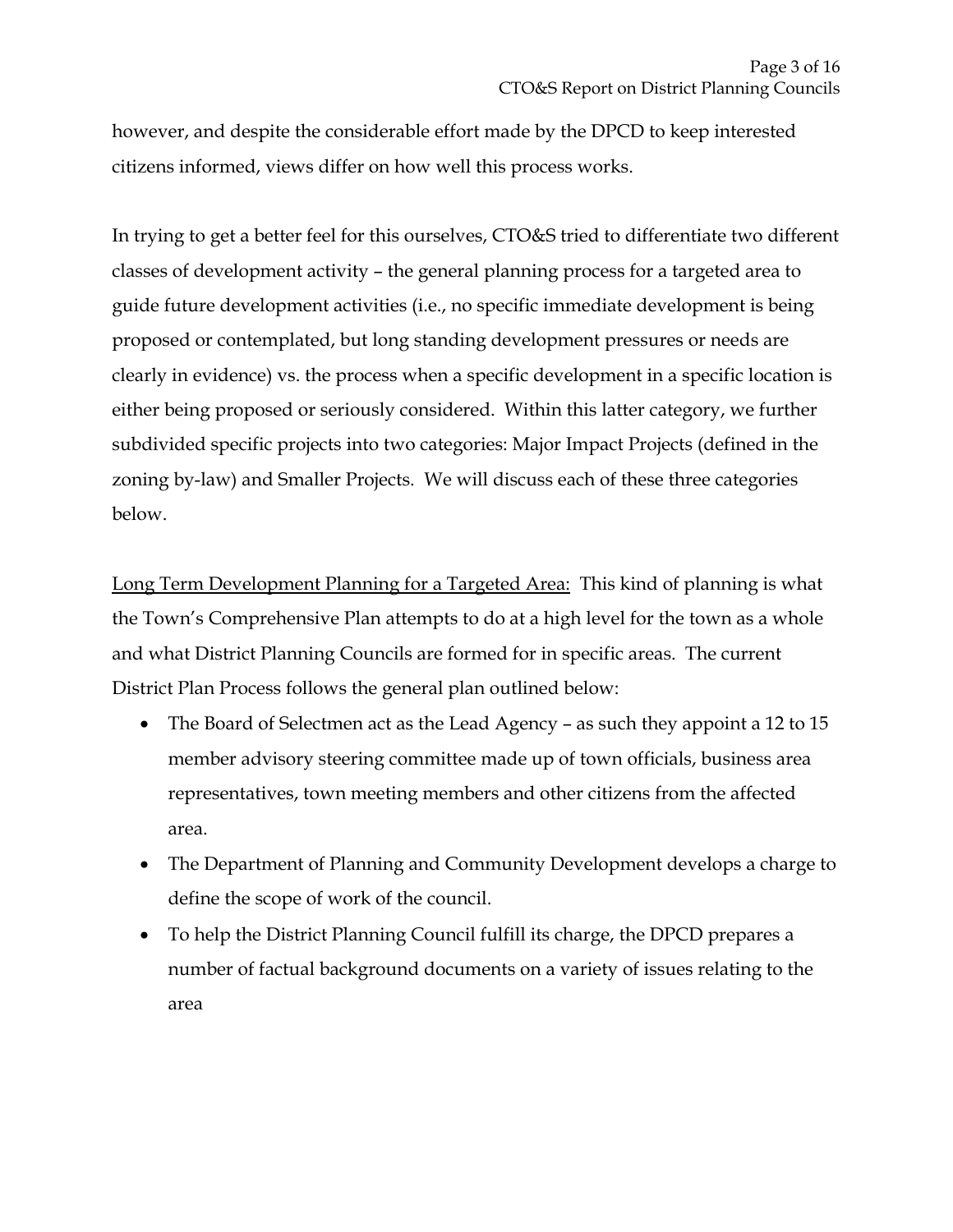however, and despite the considerable effort made by the DPCD to keep interested citizens informed, views differ on how well this process works.

In trying to get a better feel for this ourselves, CTO&S tried to differentiate two different classes of development activity – the general planning process for a targeted area to guide future development activities (i.e., no specific immediate development is being proposed or contemplated, but long standing development pressures or needs are clearly in evidence) vs. the process when a specific development in a specific location is either being proposed or seriously considered. Within this latter category, we further subdivided specific projects into two categories: Major Impact Projects (defined in the zoning by-law) and Smaller Projects. We will discuss each of these three categories below.

<u>Long Term Development Planning for a Targeted Area:</u> This kind of planning is what the Town's Comprehensive Plan attempts to do at a high level for the town as a whole and what District Planning Councils are formed for in specific areas. The current District Plan Process follows the general plan outlined below:

- The Board of Selectmen act as the Lead Agency – as such they appoint a 12 to 15 member advisory steering committee made up of town officials, business area representatives, town meeting members and other citizens from the affected area.
- The Department of Planning and Community Development develops a charge to define the scope of work of the council.
- To help the District Planning Council fulfill its charge, the DPCD prepares a number of factual background documents on a variety of issues relating to the area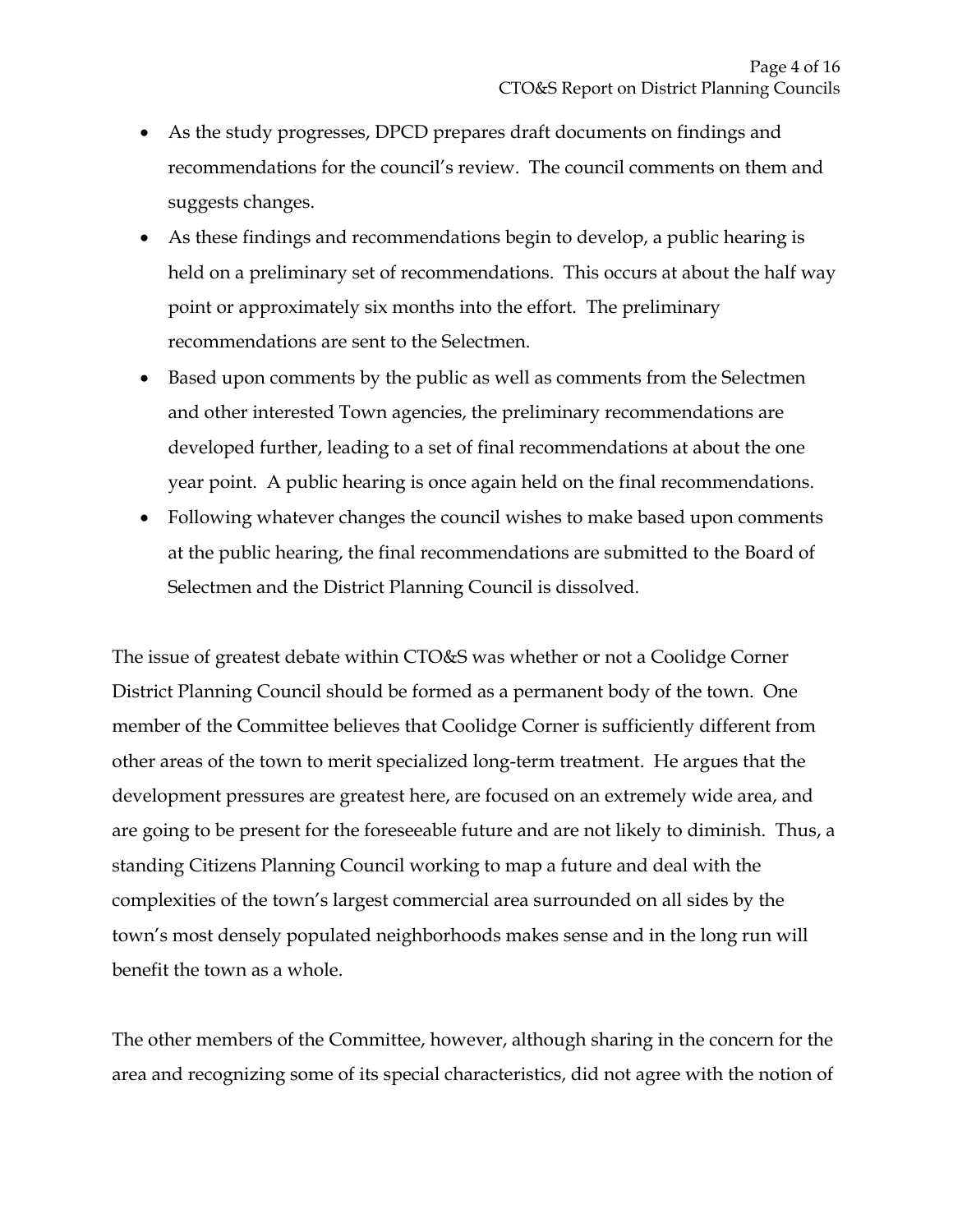- As the study progresses, DPCD prepares draft documents on findings and recommendations for the council's review. The council comments on them and suggests changes.
- As these findings and recommendations begin to develop, a public hearing is held on a preliminary set of recommendations. This occurs at about the half way point or approximately six months into the effort. The preliminary recommendations are sent to the Selectmen.
- Based upon comments by the public as well as comments from the Selectmen and other interested Town agencies, the preliminary recommendations are developed further, leading to a set of final recommendations at about the one year point. A public hearing is once again held on the final recommendations.
- Following whatever changes the council wishes to make based upon comments at the public hearing, the final recommendations are submitted to the Board of Selectmen and the District Planning Council is dissolved.

The issue of greatest debate within CTO&S was whether or not a Coolidge Corner District Planning Council should be formed as a permanent body of the town. One member of the Committee believes that Coolidge Corner is sufficiently different from other areas of the town to merit specialized long-term treatment. He argues that the development pressures are greatest here, are focused on an extremely wide area, and are going to be present for the foreseeable future and are not likely to diminish. Thus, a standing Citizens Planning Council working to map a future and deal with the complexities of the town's largest commercial area surrounded on all sides by the town's most densely populated neighborhoods makes sense and in the long run will benefit the town as a whole.

The other members of the Committee, however, although sharing in the concern for the area and recognizing some of its special characteristics, did not agree with the notion of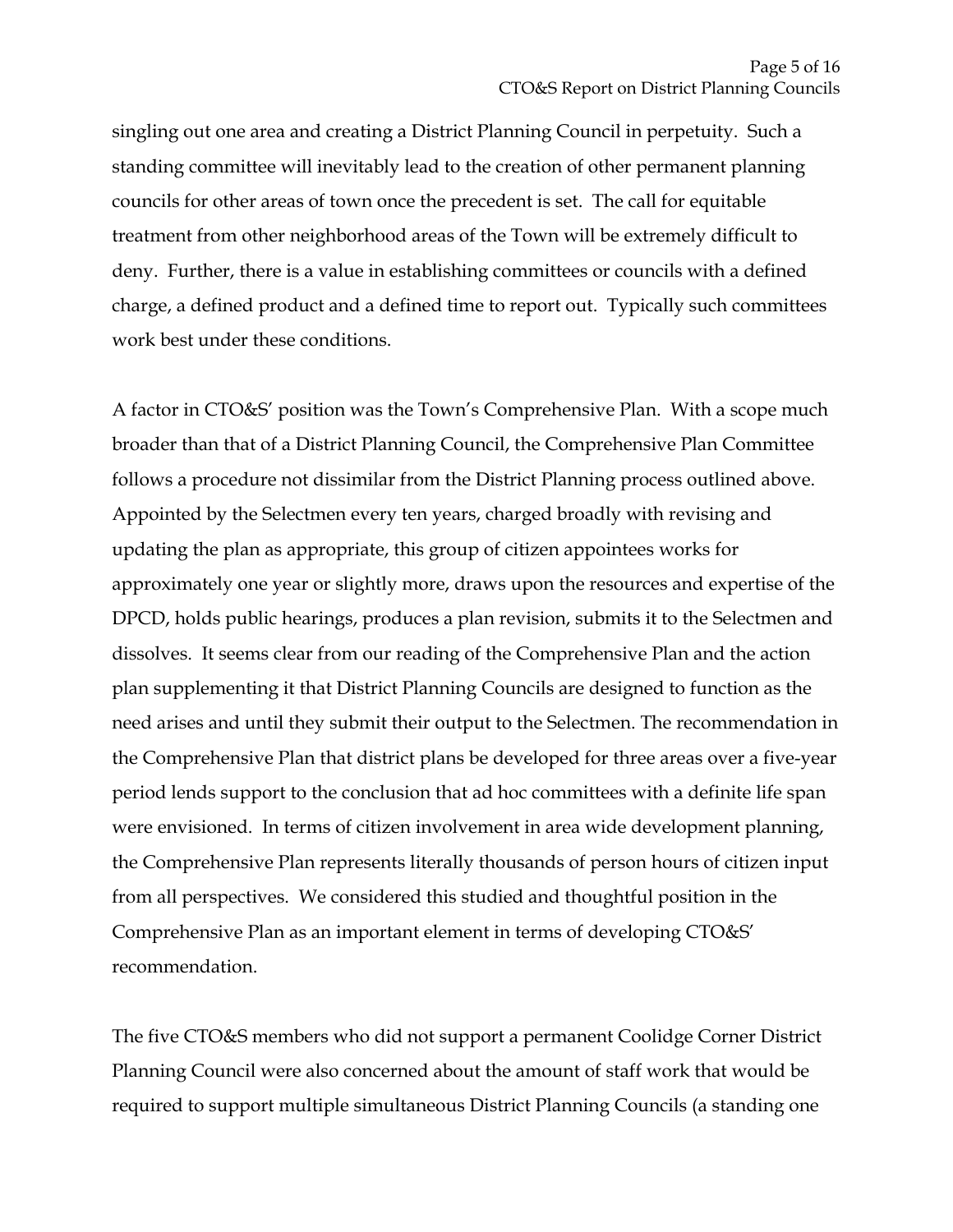singling out one area and creating a District Planning Council in perpetuity. Such a standing committee will inevitably lead to the creation of other permanent planning councils for other areas of town once the precedent is set. The call for equitable treatment from other neighborhood areas of the Town will be extremely difficult to deny. Further, there is a value in establishing committees or councils with a defined charge, a defined product and a defined time to report out. Typically such committees work best under these conditions.

A factor in CTO&S' position was the Town's Comprehensive Plan. With a scope much broader than that of a District Planning Council, the Comprehensive Plan Committee follows a procedure not dissimilar from the District Planning process outlined above. Appointed by the Selectmen every ten years, charged broadly with revising and updating the plan as appropriate, this group of citizen appointees works for approximately one year or slightly more, draws upon the resources and expertise of the DPCD, holds public hearings, produces a plan revision, submits it to the Selectmen and dissolves. It seems clear from our reading of the Comprehensive Plan and the action plan supplementing it that District Planning Councils are designed to function as the need arises and until they submit their output to the Selectmen. The recommendation in the Comprehensive Plan that district plans be developed for three areas over a five-year period lends support to the conclusion that ad hoc committees with a definite life span were envisioned. In terms of citizen involvement in area wide development planning, the Comprehensive Plan represents literally thousands of person hours of citizen input from all perspectives. We considered this studied and thoughtful position in the Comprehensive Plan as an important element in terms of developing CTO&S' recommendation.

The five CTO&S members who did not support a permanent Coolidge Corner District Planning Council were also concerned about the amount of staff work that would be required to support multiple simultaneous District Planning Councils (a standing one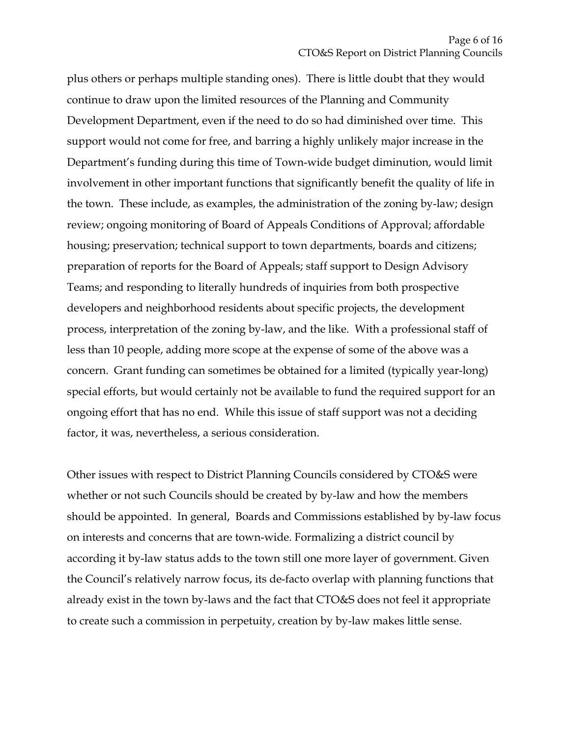plus others or perhaps multiple standing ones). There is little doubt that they would continue to draw upon the limited resources of the Planning and Community Development Department, even if the need to do so had diminished over time. This support would not come for free, and barring a highly unlikely major increase in the Department's funding during this time of Town-wide budget diminution, would limit involvement in other important functions that significantly benefit the quality of life in the town. These include, as examples, the administration of the zoning by-law; design review; ongoing monitoring of Board of Appeals Conditions of Approval; affordable housing; preservation; technical support to town departments, boards and citizens; preparation of reports for the Board of Appeals; staff support to Design Advisory Teams; and responding to literally hundreds of inquiries from both prospective developers and neighborhood residents about specific projects, the development process, interpretation of the zoning by-law, and the like. With a professional staff of less than 10 people, adding more scope at the expense of some of the above was a concern. Grant funding can sometimes be obtained for a limited (typically year-long) special efforts, but would certainly not be available to fund the required support for an ongoing effort that has no end. While this issue of staff support was not a deciding factor, it was, nevertheless, a serious consideration.

Other issues with respect to District Planning Councils considered by CTO&S were whether or not such Councils should be created by by-law and how the members should be appointed. In general, Boards and Commissions established by by-law focus on interests and concerns that are town-wide. Formalizing a district council by according it by-law status adds to the town still one more layer of government. Given the Council's relatively narrow focus, its de-facto overlap with planning functions that already exist in the town by-laws and the fact that CTO&S does not feel it appropriate to create such a commission in perpetuity, creation by by-law makes little sense.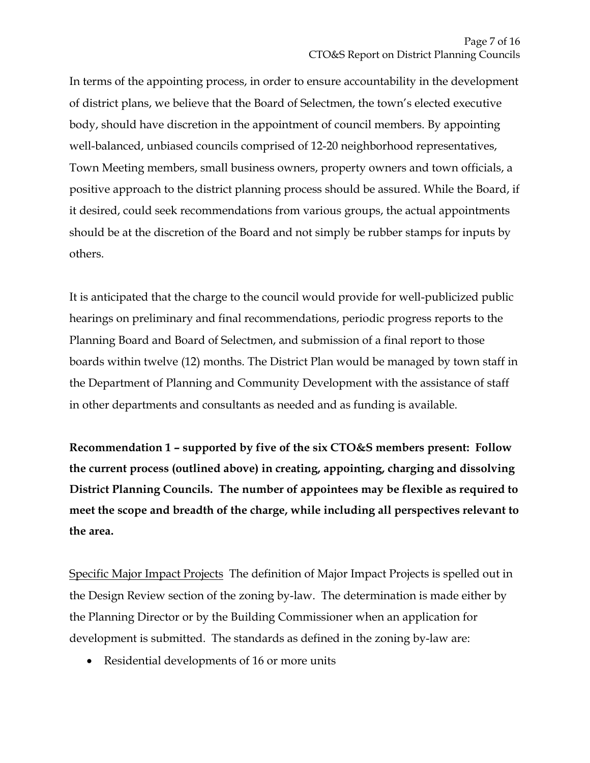In terms of the appointing process, in order to ensure accountability in the development of district plans, we believe that the Board of Selectmen, the town's elected executive body, should have discretion in the appointment of council members. By appointing well-balanced, unbiased councils comprised of 12-20 neighborhood representatives, Town Meeting members, small business owners, property owners and town officials, a positive approach to the district planning process should be assured. While the Board, if it desired, could seek recommendations from various groups, the actual appointments should be at the discretion of the Board and not simply be rubber stamps for inputs by others.

It is anticipated that the charge to the council would provide for well-publicized public hearings on preliminary and final recommendations, periodic progress reports to the Planning Board and Board of Selectmen, and submission of a final report to those boards within twelve (12) months. The District Plan would be managed by town staff in the Department of Planning and Community Development with the assistance of staff in other departments and consultants as needed and as funding is available.

**Recommendation 1 – supported by five of the six CTO&S members present: Follow the current process (outlined above) in creating, appointing, charging and dissolving District Planning Councils. The number of appointees may be flexible as required to meet the scope and breadth of the charge, while including all perspectives relevant to the area.**

<u>Specific Major Impact Projects</u> The definition of Major Impact Projects is spelled out in the Design Review section of the zoning by-law. The determination is made either by the Planning Director or by the Building Commissioner when an application for development is submitted. The standards as defined in the zoning by-law are:

- Residential developments of 16 or more units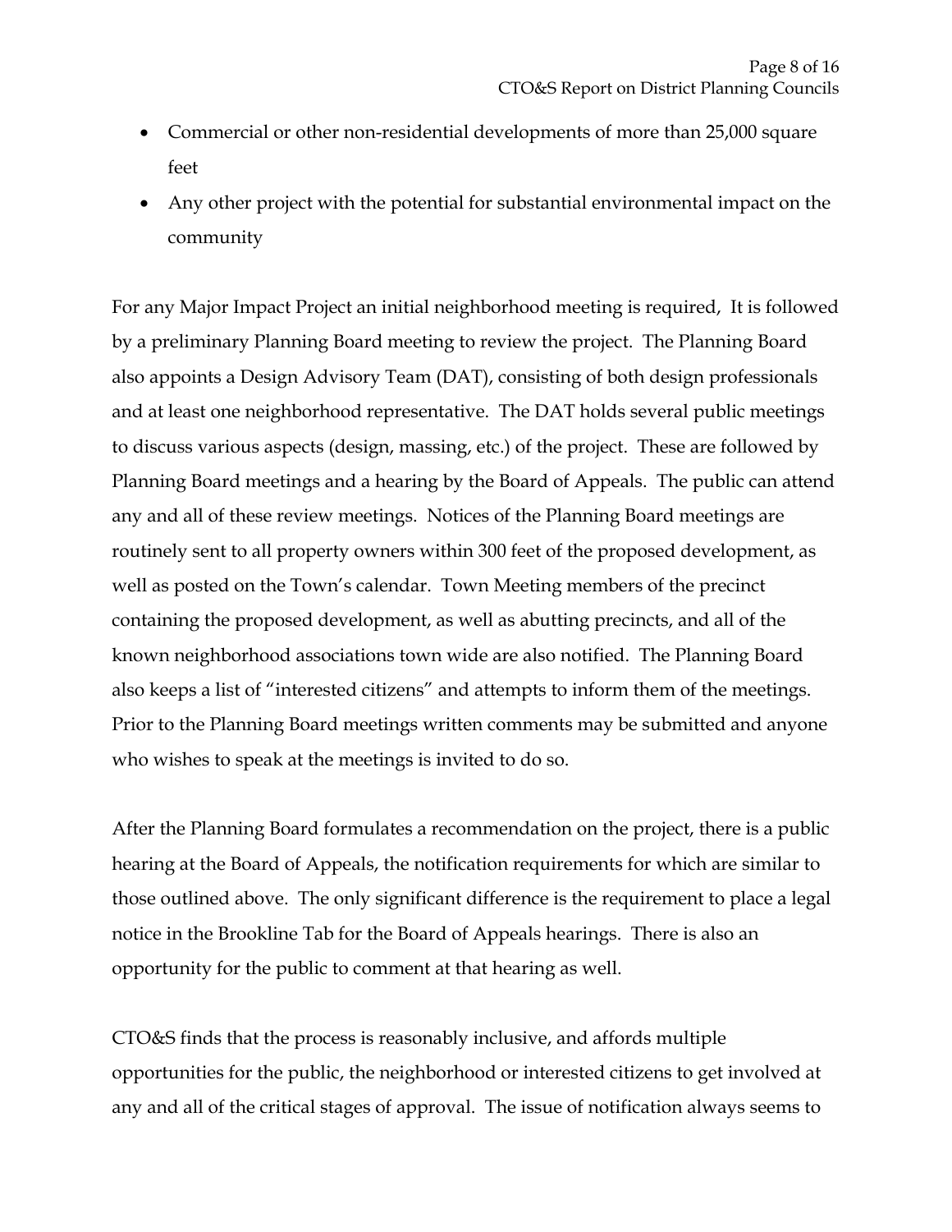- Commercial or other non-residential developments of more than 25,000 square feet
- Any other project with the potential for substantial environmental impact on the community

For any Major Impact Project an initial neighborhood meeting is required, It is followed by a preliminary Planning Board meeting to review the project. The Planning Board also appoints a Design Advisory Team (DAT), consisting of both design professionals and at least one neighborhood representative. The DAT holds several public meetings to discuss various aspects (design, massing, etc.) of the project. These are followed by Planning Board meetings and a hearing by the Board of Appeals. The public can attend any and all of these review meetings. Notices of the Planning Board meetings are routinely sent to all property owners within 300 feet of the proposed development, as well as posted on the Town's calendar. Town Meeting members of the precinct containing the proposed development, as well as abutting precincts, and all of the known neighborhood associations town wide are also notified. The Planning Board also keeps a list of "interested citizens" and attempts to inform them of the meetings. Prior to the Planning Board meetings written comments may be submitted and anyone who wishes to speak at the meetings is invited to do so.

After the Planning Board formulates a recommendation on the project, there is a public hearing at the Board of Appeals, the notification requirements for which are similar to those outlined above. The only significant difference is the requirement to place a legal notice in the Brookline Tab for the Board of Appeals hearings. There is also an opportunity for the public to comment at that hearing as well.

CTO&S finds that the process is reasonably inclusive, and affords multiple opportunities for the public, the neighborhood or interested citizens to get involved at any and all of the critical stages of approval. The issue of notification always seems to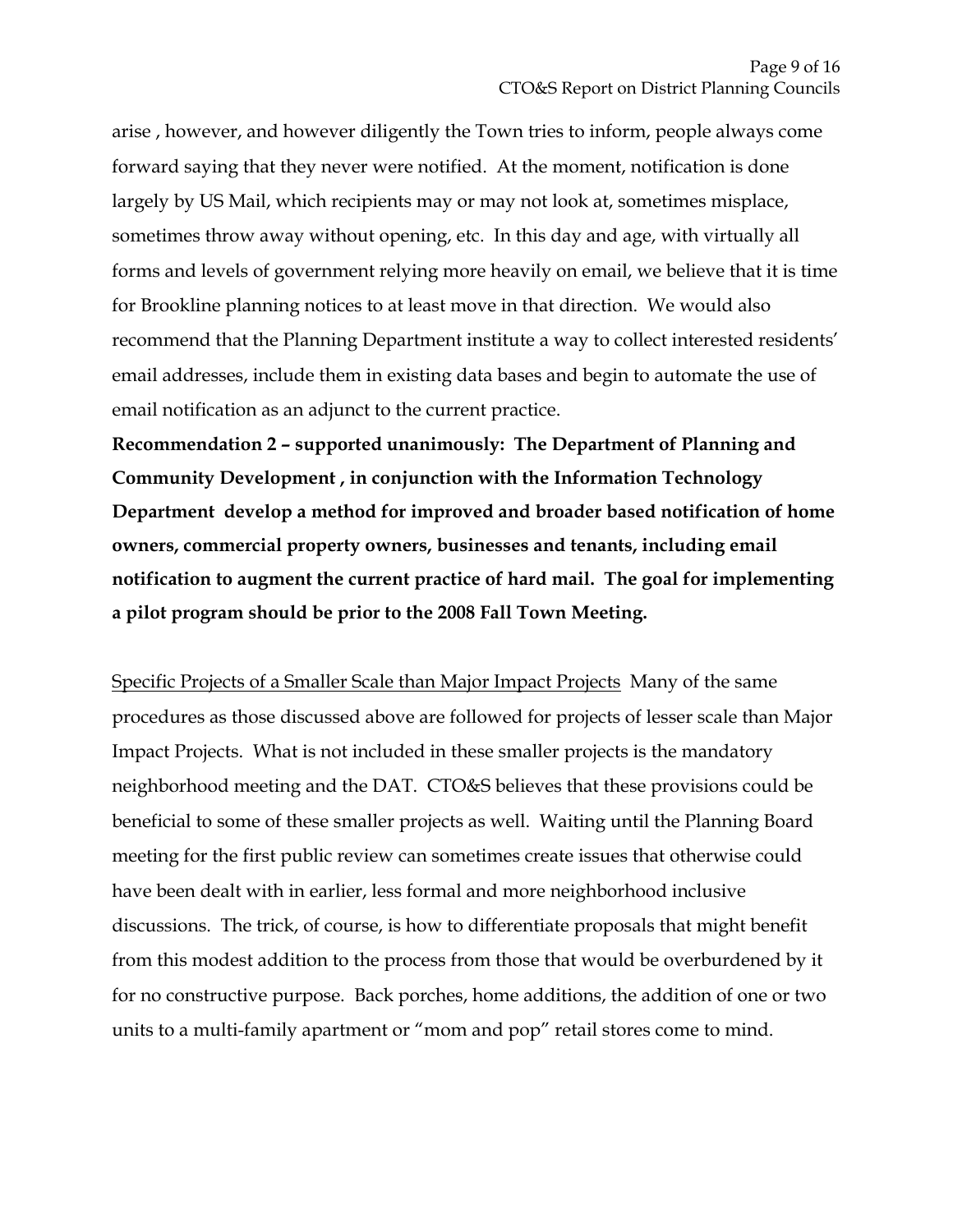arise , however, and however diligently the Town tries to inform, people always come forward saying that they never were notified. At the moment, notification is done largely by US Mail, which recipients may or may not look at, sometimes misplace, sometimes throw away without opening, etc. In this day and age, with virtually all forms and levels of government relying more heavily on email, we believe that it is time for Brookline planning notices to at least move in that direction. We would also recommend that the Planning Department institute a way to collect interested residents' email addresses, include them in existing data bases and begin to automate the use of email notification as an adjunct to the current practice.

**Recommendation 2 – supported unanimously: The Department of Planning and Community Development , in conjunction with the Information Technology Department develop a method for improved and broader based notification of home owners, commercial property owners, businesses and tenants, including email notification to augment the current practice of hard mail. The goal for implementing a pilot program should be prior to the 2008 Fall Town Meeting.**

<u>Specific Projects of a Smaller Scale than Major Impact Projects</u> Many of the same procedures as those discussed above are followed for projects of lesser scale than Major Impact Projects. What is not included in these smaller projects is the mandatory neighborhood meeting and the DAT. CTO&S believes that these provisions could be beneficial to some of these smaller projects as well. Waiting until the Planning Board meeting for the first public review can sometimes create issues that otherwise could have been dealt with in earlier, less formal and more neighborhood inclusive discussions. The trick, of course, is how to differentiate proposals that might benefit from this modest addition to the process from those that would be overburdened by it for no constructive purpose. Back porches, home additions, the addition of one or two units to a multi-family apartment or "mom and pop" retail stores come to mind.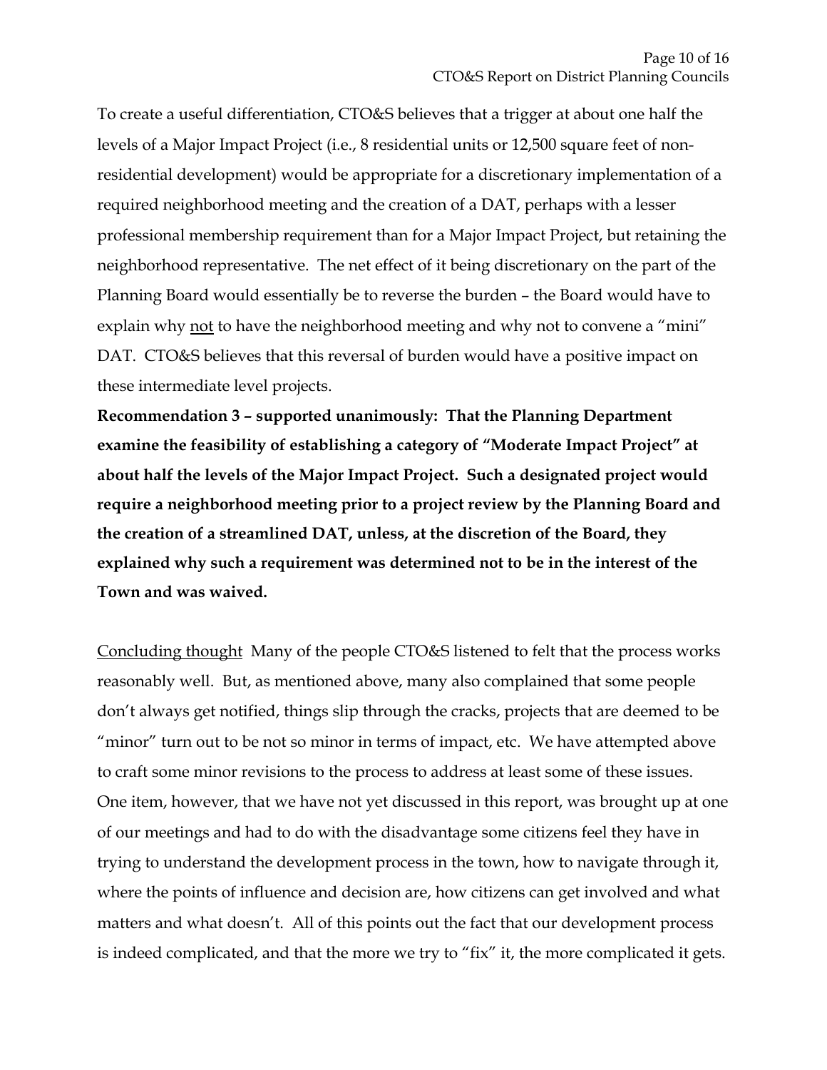To create a useful differentiation, CTO&S believes that a trigger at about one half the levels of a Major Impact Project (i.e., 8 residential units or 12,500 square feet of non-residential development) would be appropriate for a discretionary implementation of a required neighborhood meeting and the creation of a DAT, perhaps with a lesser professional membership requirement than for a Major Impact Project, but retaining the neighborhood representative. The net effect of it being discretionary on the part of the Planning Board would essentially be to reverse the burden – the Board would have to explain why <u>not</u> to have the neighborhood meeting and why not to convene a "mini" DAT. CTO&S believes that this reversal of burden would have a positive impact on these intermediate level projects.

**Recommendation 3 – supported unanimously: That the Planning Department examine the feasibility of establishing a category of "Moderate Impact Project" at about half the levels of the Major Impact Project. Such a designated project would require a neighborhood meeting prior to a project review by the Planning Board and the creation of a streamlined DAT, unless, at the discretion of the Board, they explained why such a requirement was determined not to be in the interest of the Town and was waived.**

<u>Concluding thought</u> Many of the people CTO&S listened to felt that the process works reasonably well. But, as mentioned above, many also complained that some people don't always get notified, things slip through the cracks, projects that are deemed to be "minor" turn out to be not so minor in terms of impact, etc. We have attempted above to craft some minor revisions to the process to address at least some of these issues. One item, however, that we have not yet discussed in this report, was brought up at one of our meetings and had to do with the disadvantage some citizens feel they have in trying to understand the development process in the town, how to navigate through it, where the points of influence and decision are, how citizens can get involved and what matters and what doesn't. All of this points out the fact that our development process is indeed complicated, and that the more we try to "fix" it, the more complicated it gets.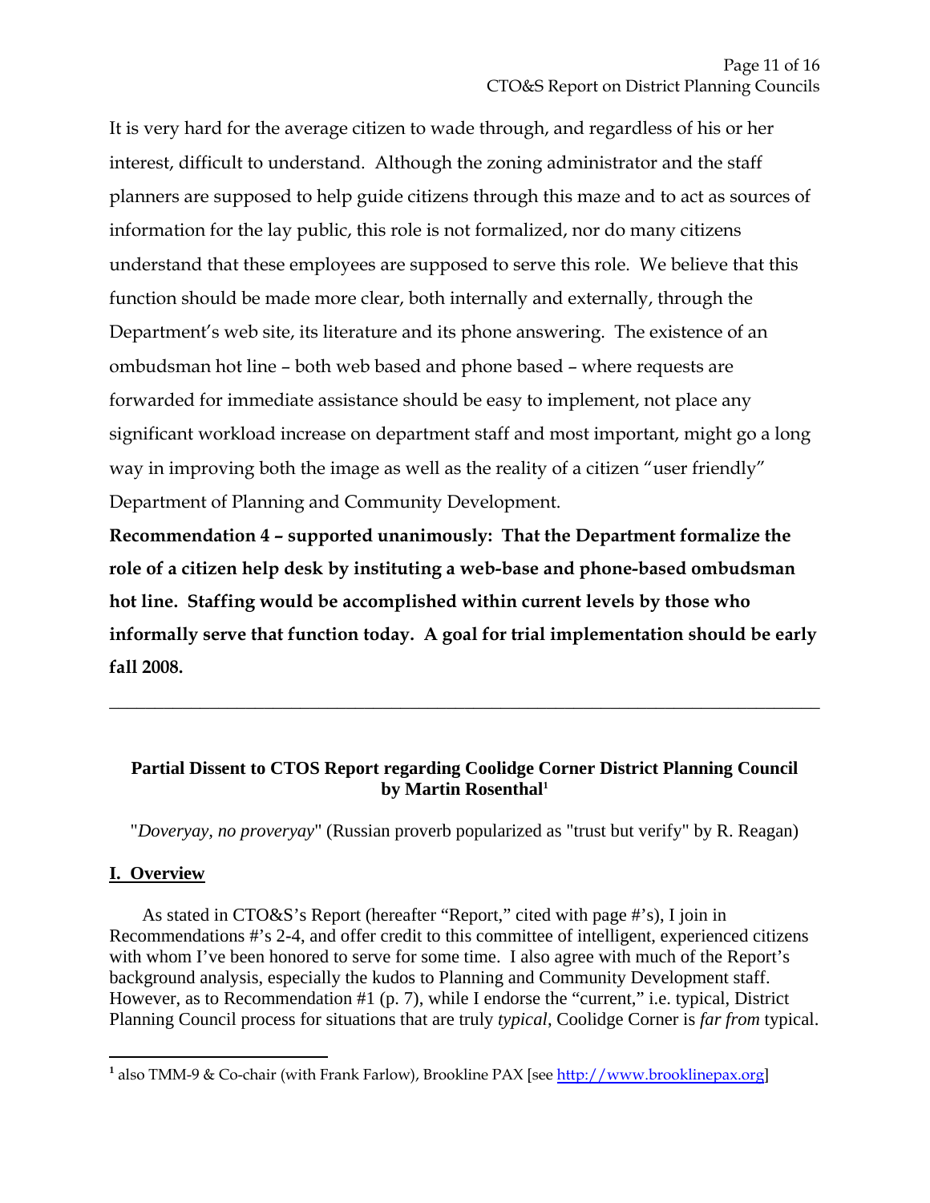It is very hard for the average citizen to wade through, and regardless of his or her interest, difficult to understand. Although the zoning administrator and the staff planners are supposed to help guide citizens through this maze and to act as sources of information for the lay public, this role is not formalized, nor do many citizens understand that these employees are supposed to serve this role. We believe that this function should be made more clear, both internally and externally, through the Department's web site, its literature and its phone answering. The existence of an ombudsman hot line – both web based and phone based – where requests are forwarded for immediate assistance should be easy to implement, not place any significant workload increase on department staff and most important, might go a long way in improving both the image as well as the reality of a citizen "user friendly" Department of Planning and Community Development.

**Recommendation 4 – supported unanimously: That the Department formalize the role of a citizen help desk by instituting a web-base and phone-based ombudsman hot line. Staffing would be accomplished within current levels by those who informally serve that function today. A goal for trial implementation should be early fall 2008.**

---

**Partial Dissent to CTOS Report regarding Coolidge Corner District Planning Council by Martin Rosenthal[1]**

"*Doveryay, no proveryay*" (Russian proverb popularized as "trust but verify" by R. Reagan)

## I. Overview

As stated in CTO&S's Report (hereafter "Report," cited with page #'s), I join in Recommendations #'s 2-4, and offer credit to this committee of intelligent, experienced citizens with whom I've been honored to serve for some time. I also agree with much of the Report's background analysis, especially the kudos to Planning and Community Development staff. However, as to Recommendation #1 (p. 7), while I endorse the "current," i.e. typical, District Planning Council process for situations that are truly *typical*, Coolidge Corner is *far from* typical.

---

[1] also TMM-9 & Co-chair (with Frank Farlow), Brookline PAX [see http://www.brooklinepax.org]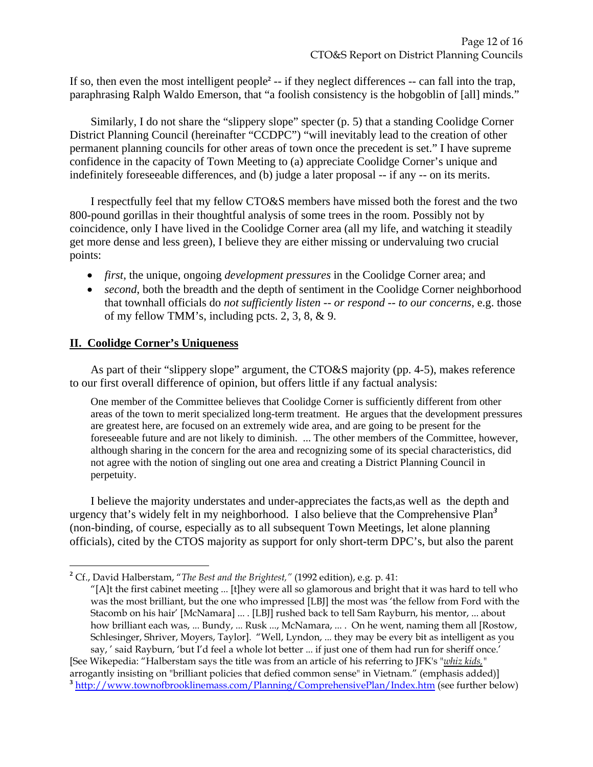If so, then even the most intelligent people[2] -- if they neglect differences -- can fall into the trap, paraphrasing Ralph Waldo Emerson, that "a foolish consistency is the hobgoblin of [all] minds."

Similarly, I do not share the "slippery slope" specter (p. 5) that a standing Coolidge Corner District Planning Council (hereinafter "CCDPC") "will inevitably lead to the creation of other permanent planning councils for other areas of town once the precedent is set." I have supreme confidence in the capacity of Town Meeting to (a) appreciate Coolidge Corner's unique and indefinitely foreseeable differences, and (b) judge a later proposal -- if any -- on its merits.

I respectfully feel that my fellow CTO&S members have missed both the forest and the two 800-pound gorillas in their thoughtful analysis of some trees in the room. Possibly not by coincidence, only I have lived in the Coolidge Corner area (all my life, and watching it steadily get more dense and less green), I believe they are either missing or undervaluing two crucial points:

- *first*, the unique, ongoing *development pressures* in the Coolidge Corner area; and
- *second*, both the breadth and the depth of sentiment in the Coolidge Corner neighborhood that townhall officials do *not sufficiently listen -- or respond -- to our concerns*, e.g. those of my fellow TMM's, including pcts. 2, 3, 8, & 9.

## II. Coolidge Corner's Uniqueness

As part of their "slippery slope" argument, the CTO&S majority (pp. 4-5), makes reference to our first overall difference of opinion, but offers little if any factual analysis:

> One member of the Committee believes that Coolidge Corner is sufficiently different from other areas of the town to merit specialized long-term treatment. He argues that the development pressures are greatest here, are focused on an extremely wide area, and are going to be present for the foreseeable future and are not likely to diminish. ... The other members of the Committee, however, although sharing in the concern for the area and recognizing some of its special characteristics, did not agree with the notion of singling out one area and creating a District Planning Council in perpetuity.

I believe the majority understates and under-appreciates the facts,as well as the depth and urgency that's widely felt in my neighborhood. I also believe that the Comprehensive Plan[3] (non-binding, of course, especially as to all subsequent Town Meetings, let alone planning officials), cited by the CTOS majority as support for only short-term DPC's, but also the parent

---

[2] Cf., David Halberstam, "*The Best and the Brightest,*" (1992 edition), e.g. p. 41:

> "[A]t the first cabinet meeting ... [t]hey were all so glamorous and bright that it was hard to tell who was the most brilliant, but the one who impressed [LBJ] the most was 'the fellow from Ford with the Stacomb on his hair' [McNamara] ... . [LBJ] rushed back to tell Sam Rayburn, his mentor, ... about how brilliant each was, ... Bundy, ... Rusk ..., McNamara, ... . On he went, naming them all [Rostow, Schlesinger, Shriver, Moyers, Taylor]. "Well, Lyndon, ... they may be every bit as intelligent as you say, ' said Rayburn, 'but I'd feel a whole lot better ... if just one of them had run for sheriff once.'

[See Wikepedia: "Halberstam says the title was from an article of his referring to JFK's "*whiz kids,*" arrogantly insisting on "brilliant policies that defied common sense" in Vietnam." (emphasis added)]

[3] http://www.townofbrooklinemass.com/Planning/ComprehensivePlan/Index.htm (see further below)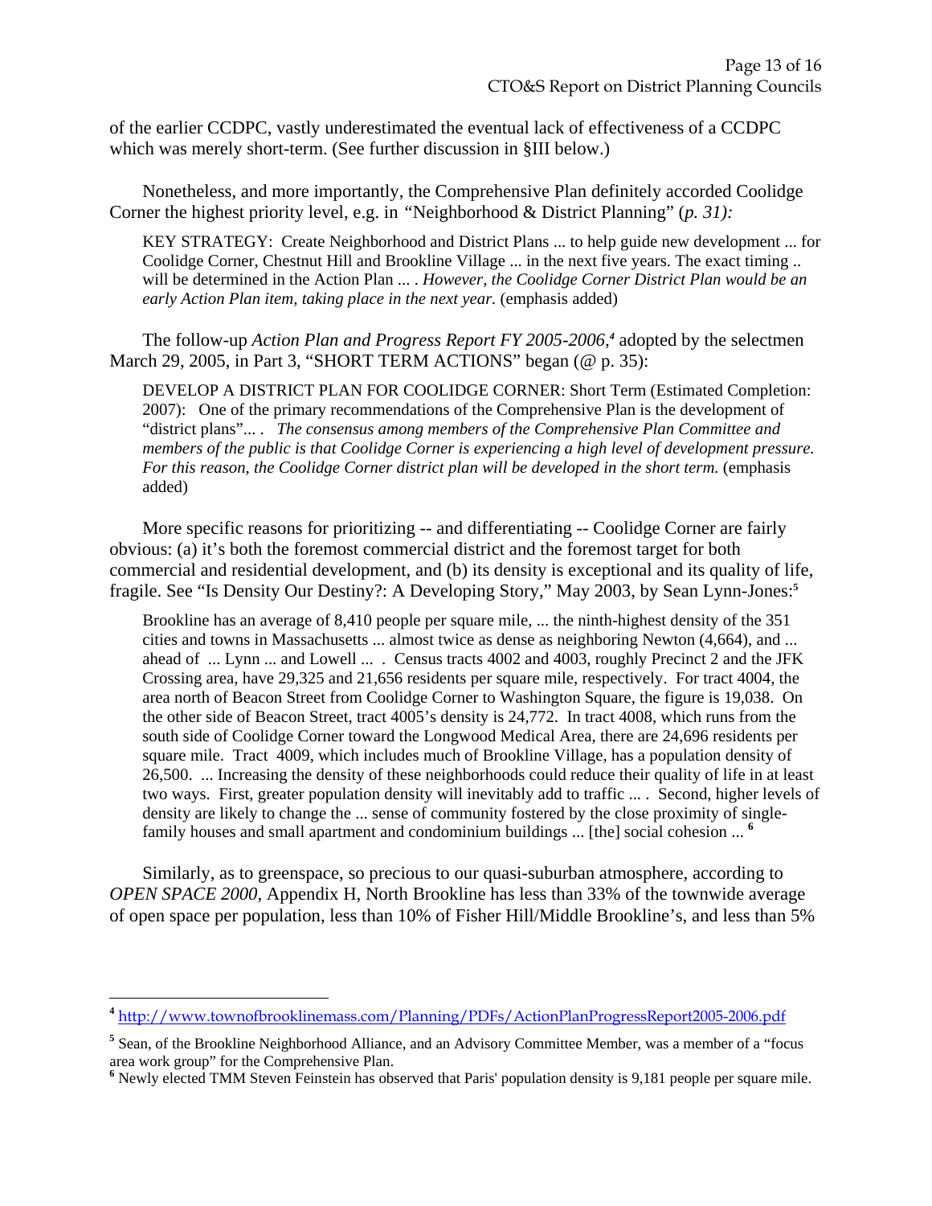of the earlier CCDPC, vastly underestimated the eventual lack of effectiveness of a CCDPC which was merely short-term. (See further discussion in §III below.)

Nonetheless, and more importantly, the Comprehensive Plan definitely accorded Coolidge Corner the highest priority level, e.g. in *"*Neighborhood & District Planning" (*p. 31):*

> KEY STRATEGY: Create Neighborhood and District Plans ... to help guide new development ... for Coolidge Corner, Chestnut Hill and Brookline Village ... in the next five years. The exact timing .. will be determined in the Action Plan ... . *However, the Coolidge Corner District Plan would be an early Action Plan item, taking place in the next year.* (emphasis added)

The follow-up *Action Plan and Progress Report FY 2005-2006,*[4] adopted by the selectmen March 29, 2005, in Part 3, "SHORT TERM ACTIONS" began (@ p. 35):

> DEVELOP A DISTRICT PLAN FOR COOLIDGE CORNER: Short Term (Estimated Completion: 2007): One of the primary recommendations of the Comprehensive Plan is the development of "district plans"... . *The consensus among members of the Comprehensive Plan Committee and members of the public is that Coolidge Corner is experiencing a high level of development pressure. For this reason, the Coolidge Corner district plan will be developed in the short term.* (emphasis added)

More specific reasons for prioritizing -- and differentiating -- Coolidge Corner are fairly obvious: (a) it's both the foremost commercial district and the foremost target for both commercial and residential development, and (b) its density is exceptional and its quality of life, fragile. See "Is Density Our Destiny?: A Developing Story," May 2003, by Sean Lynn-Jones:[5]

> Brookline has an average of 8,410 people per square mile, ... the ninth-highest density of the 351 cities and towns in Massachusetts ... almost twice as dense as neighboring Newton (4,664), and ... ahead of ... Lynn ... and Lowell ... . Census tracts 4002 and 4003, roughly Precinct 2 and the JFK Crossing area, have 29,325 and 21,656 residents per square mile, respectively. For tract 4004, the area north of Beacon Street from Coolidge Corner to Washington Square, the figure is 19,038. On the other side of Beacon Street, tract 4005's density is 24,772. In tract 4008, which runs from the south side of Coolidge Corner toward the Longwood Medical Area, there are 24,696 residents per square mile. Tract 4009, which includes much of Brookline Village, has a population density of 26,500. ... Increasing the density of these neighborhoods could reduce their quality of life in at least two ways. First, greater population density will inevitably add to traffic ... . Second, higher levels of density are likely to change the ... sense of community fostered by the close proximity of single-family houses and small apartment and condominium buildings ... [the] social cohesion ... [6]

Similarly, as to greenspace, so precious to our quasi-suburban atmosphere, according to *OPEN SPACE 2000*, Appendix H, North Brookline has less than 33% of the townwide average of open space per population, less than 10% of Fisher Hill/Middle Brookline's, and less than 5%

---

[4] http://www.townofbrooklinemass.com/Planning/PDFs/ActionPlanProgressReport2005-2006.pdf

[5] Sean, of the Brookline Neighborhood Alliance, and an Advisory Committee Member, was a member of a "focus area work group" for the Comprehensive Plan.

[6] Newly elected TMM Steven Feinstein has observed that Paris' population density is 9,181 people per square mile.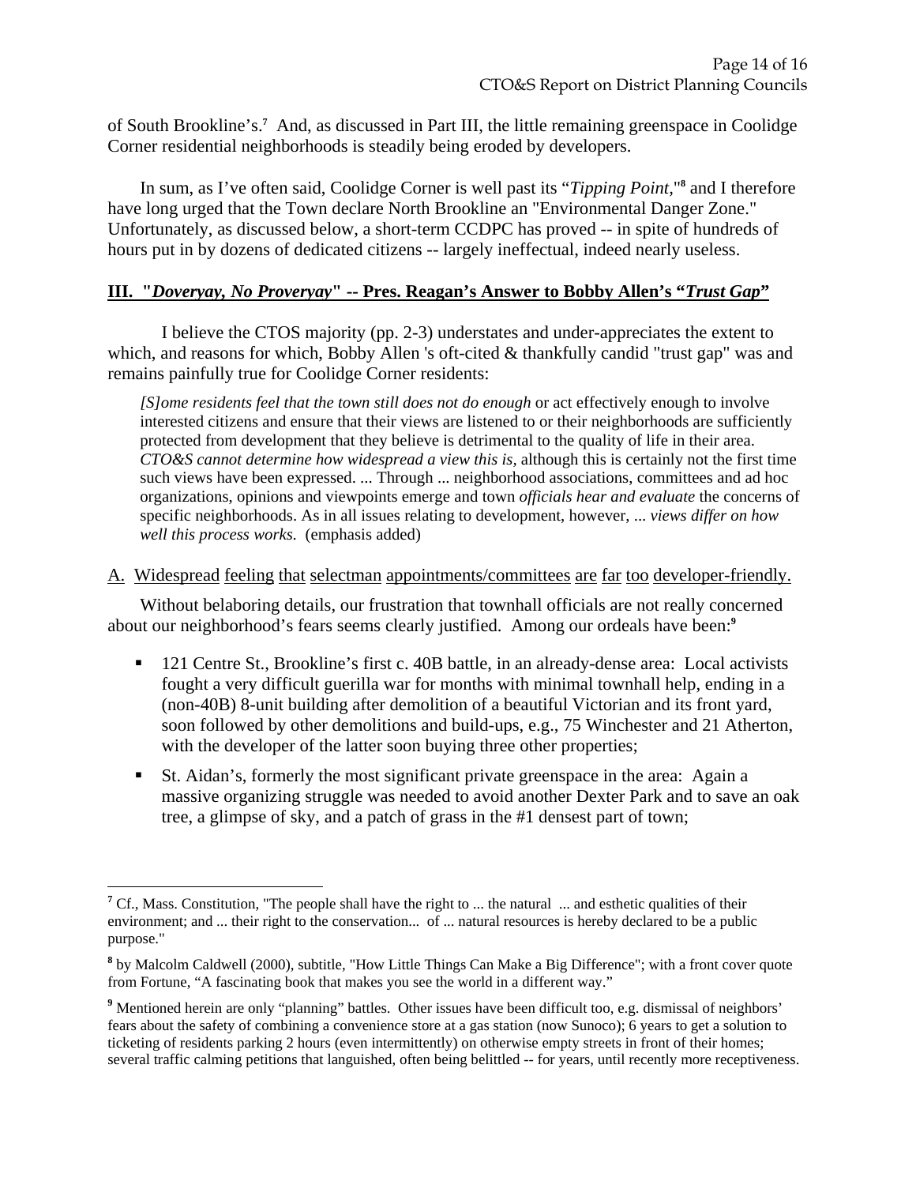of South Brookline's.[7] And, as discussed in Part III, the little remaining greenspace in Coolidge Corner residential neighborhoods is steadily being eroded by developers.

In sum, as I've often said, Coolidge Corner is well past its "*Tipping Point*,"[8] and I therefore have long urged that the Town declare North Brookline an "Environmental Danger Zone." Unfortunately, as discussed below, a short-term CCDPC has proved -- in spite of hundreds of hours put in by dozens of dedicated citizens -- largely ineffectual, indeed nearly useless.

## III. "*Doveryay, No Proveryay*" -- Pres. Reagan's Answer to Bobby Allen's "*Trust Gap*"

I believe the CTOS majority (pp. 2-3) understates and under-appreciates the extent to which, and reasons for which, Bobby Allen 's oft-cited & thankfully candid "trust gap" was and remains painfully true for Coolidge Corner residents:

> *[S]ome residents feel that the town still does not do enough* or act effectively enough to involve interested citizens and ensure that their views are listened to or their neighborhoods are sufficiently protected from development that they believe is detrimental to the quality of life in their area. *CTO&S cannot determine how widespread a view this is*, although this is certainly not the first time such views have been expressed. ... Through ... neighborhood associations, committees and ad hoc organizations, opinions and viewpoints emerge and town *officials hear and evaluate* the concerns of specific neighborhoods. As in all issues relating to development, however, ... *views differ on how well this process works.* (emphasis added)

### A. Widespread feeling that selectman appointments/committees are far too developer-friendly.

Without belaboring details, our frustration that townhall officials are not really concerned about our neighborhood's fears seems clearly justified. Among our ordeals have been:[9]

- 121 Centre St., Brookline's first c. 40B battle, in an already-dense area: Local activists fought a very difficult guerilla war for months with minimal townhall help, ending in a (non-40B) 8-unit building after demolition of a beautiful Victorian and its front yard, soon followed by other demolitions and build-ups, e.g., 75 Winchester and 21 Atherton, with the developer of the latter soon buying three other properties;
- St. Aidan's, formerly the most significant private greenspace in the area: Again a massive organizing struggle was needed to avoid another Dexter Park and to save an oak tree, a glimpse of sky, and a patch of grass in the #1 densest part of town;

---

[7] Cf., Mass. Constitution, "The people shall have the right to ... the natural ... and esthetic qualities of their environment; and ... their right to the conservation... of ... natural resources is hereby declared to be a public purpose."

[8] by Malcolm Caldwell (2000), subtitle, "How Little Things Can Make a Big Difference"; with a front cover quote from Fortune, "A fascinating book that makes you see the world in a different way."

[9] Mentioned herein are only "planning" battles. Other issues have been difficult too, e.g. dismissal of neighbors' fears about the safety of combining a convenience store at a gas station (now Sunoco); 6 years to get a solution to ticketing of residents parking 2 hours (even intermittently) on otherwise empty streets in front of their homes; several traffic calming petitions that languished, often being belittled -- for years, until recently more receptiveness.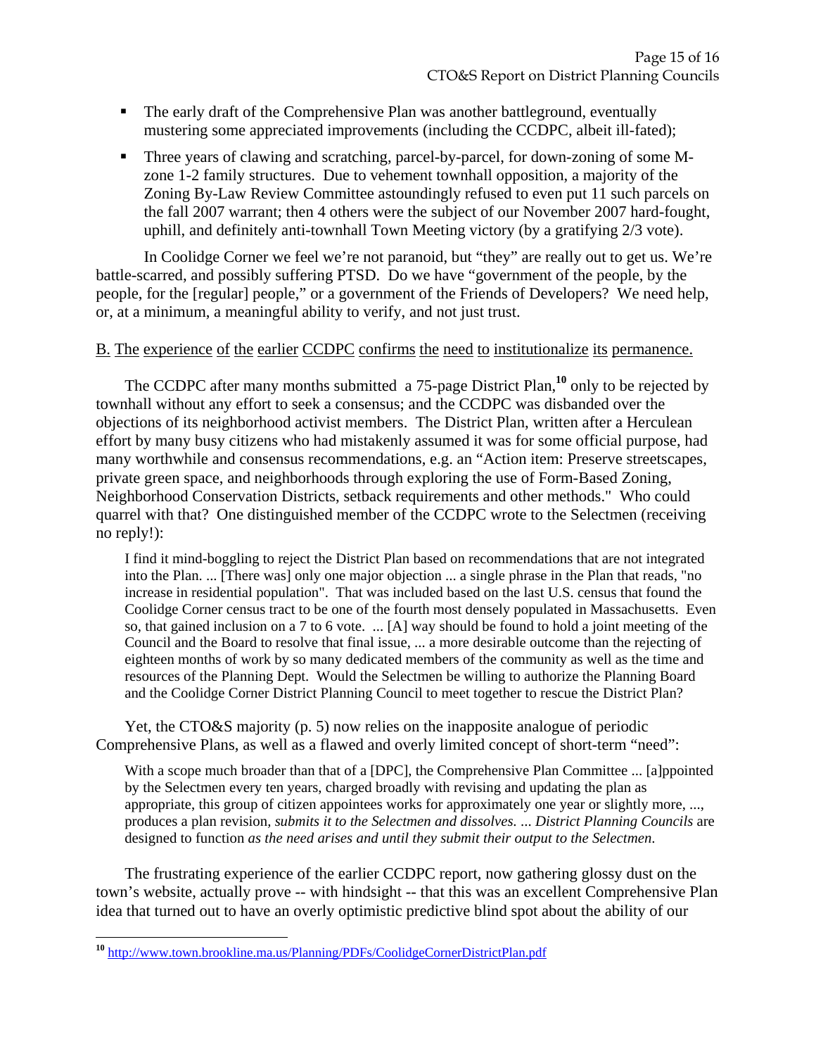- The early draft of the Comprehensive Plan was another battleground, eventually mustering some appreciated improvements (including the CCDPC, albeit ill-fated);
- Three years of clawing and scratching, parcel-by-parcel, for down-zoning of some M-zone 1-2 family structures. Due to vehement townhall opposition, a majority of the Zoning By-Law Review Committee astoundingly refused to even put 11 such parcels on the fall 2007 warrant; then 4 others were the subject of our November 2007 hard-fought, uphill, and definitely anti-townhall Town Meeting victory (by a gratifying 2/3 vote).

In Coolidge Corner we feel we're not paranoid, but "they" are really out to get us. We're battle-scarred, and possibly suffering PTSD. Do we have "government of the people, by the people, for the [regular] people," or a government of the Friends of Developers? We need help, or, at a minimum, a meaningful ability to verify, and not just trust.

<u>B. The experience of the earlier CCDPC confirms the need to institutionalize its permanence.</u>

The CCDPC after many months submitted a 75-page District Plan,[10] only to be rejected by townhall without any effort to seek a consensus; and the CCDPC was disbanded over the objections of its neighborhood activist members. The District Plan, written after a Herculean effort by many busy citizens who had mistakenly assumed it was for some official purpose, had many worthwhile and consensus recommendations, e.g. an "Action item: Preserve streetscapes, private green space, and neighborhoods through exploring the use of Form-Based Zoning, Neighborhood Conservation Districts, setback requirements and other methods." Who could quarrel with that? One distinguished member of the CCDPC wrote to the Selectmen (receiving no reply!):

> I find it mind-boggling to reject the District Plan based on recommendations that are not integrated into the Plan. ... [There was] only one major objection ... a single phrase in the Plan that reads, "no increase in residential population". That was included based on the last U.S. census that found the Coolidge Corner census tract to be one of the fourth most densely populated in Massachusetts. Even so, that gained inclusion on a 7 to 6 vote. ... [A] way should be found to hold a joint meeting of the Council and the Board to resolve that final issue, ... a more desirable outcome than the rejecting of eighteen months of work by so many dedicated members of the community as well as the time and resources of the Planning Dept. Would the Selectmen be willing to authorize the Planning Board and the Coolidge Corner District Planning Council to meet together to rescue the District Plan?

Yet, the CTO&S majority (p. 5) now relies on the inapposite analogue of periodic Comprehensive Plans, as well as a flawed and overly limited concept of short-term "need":

> With a scope much broader than that of a [DPC], the Comprehensive Plan Committee ... [a]ppointed by the Selectmen every ten years, charged broadly with revising and updating the plan as appropriate, this group of citizen appointees works for approximately one year or slightly more, ..., produces a plan revision, *submits it to the Selectmen and dissolves. ... District Planning Councils* are designed to function *as the need arises and until they submit their output to the Selectmen.*

The frustrating experience of the earlier CCDPC report, now gathering glossy dust on the town's website, actually prove -- with hindsight -- that this was an excellent Comprehensive Plan idea that turned out to have an overly optimistic predictive blind spot about the ability of our

---

[10] http://www.town.brookline.ma.us/Planning/PDFs/CoolidgeCornerDistrictPlan.pdf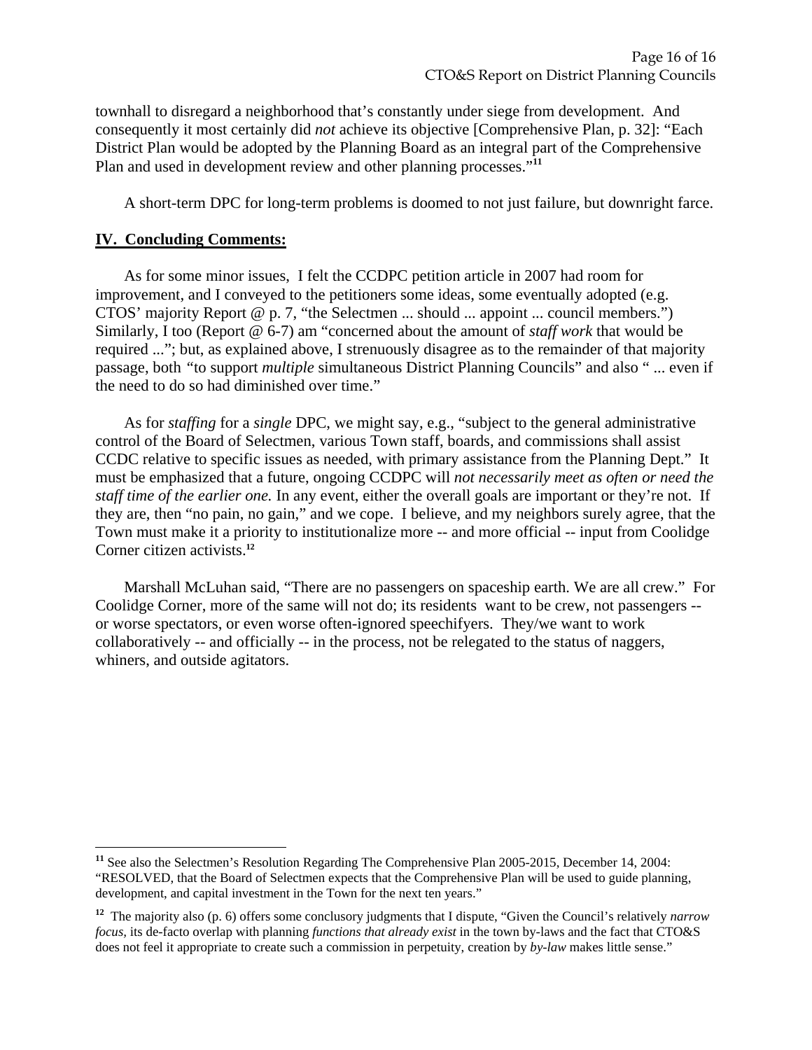townhall to disregard a neighborhood that's constantly under siege from development. And consequently it most certainly did *not* achieve its objective [Comprehensive Plan, p. 32]: "Each District Plan would be adopted by the Planning Board as an integral part of the Comprehensive Plan and used in development review and other planning processes."[11]

A short-term DPC for long-term problems is doomed to not just failure, but downright farce.

## IV. Concluding Comments:

As for some minor issues, I felt the CCDPC petition article in 2007 had room for improvement, and I conveyed to the petitioners some ideas, some eventually adopted (e.g. CTOS' majority Report @ p. 7, "the Selectmen ... should ... appoint ... council members.") Similarly, I too (Report @ 6-7) am "concerned about the amount of *staff work* that would be required ..."; but, as explained above, I strenuously disagree as to the remainder of that majority passage, both "to support *multiple* simultaneous District Planning Councils" and also " ... even if the need to do so had diminished over time."

As for *staffing* for a *single* DPC, we might say, e.g., "subject to the general administrative control of the Board of Selectmen, various Town staff, boards, and commissions shall assist CCDC relative to specific issues as needed, with primary assistance from the Planning Dept." It must be emphasized that a future, ongoing CCDPC will *not necessarily meet as often or need the staff time of the earlier one.* In any event, either the overall goals are important or they're not. If they are, then "no pain, no gain," and we cope. I believe, and my neighbors surely agree, that the Town must make it a priority to institutionalize more -- and more official -- input from Coolidge Corner citizen activists.[12]

Marshall McLuhan said, "There are no passengers on spaceship earth. We are all crew." For Coolidge Corner, more of the same will not do; its residents want to be crew, not passengers -- or worse spectators, or even worse often-ignored speechifyers. They/we want to work collaboratively -- and officially -- in the process, not be relegated to the status of naggers, whiners, and outside agitators.

---

[11] See also the Selectmen's Resolution Regarding The Comprehensive Plan 2005-2015, December 14, 2004: "RESOLVED, that the Board of Selectmen expects that the Comprehensive Plan will be used to guide planning, development, and capital investment in the Town for the next ten years."

[12] The majority also (p. 6) offers some conclusory judgments that I dispute, "Given the Council's relatively *narrow focus,* its de-facto overlap with planning *functions that already exist* in the town by-laws and the fact that CTO&S does not feel it appropriate to create such a commission in perpetuity, creation by *by-law* makes little sense."